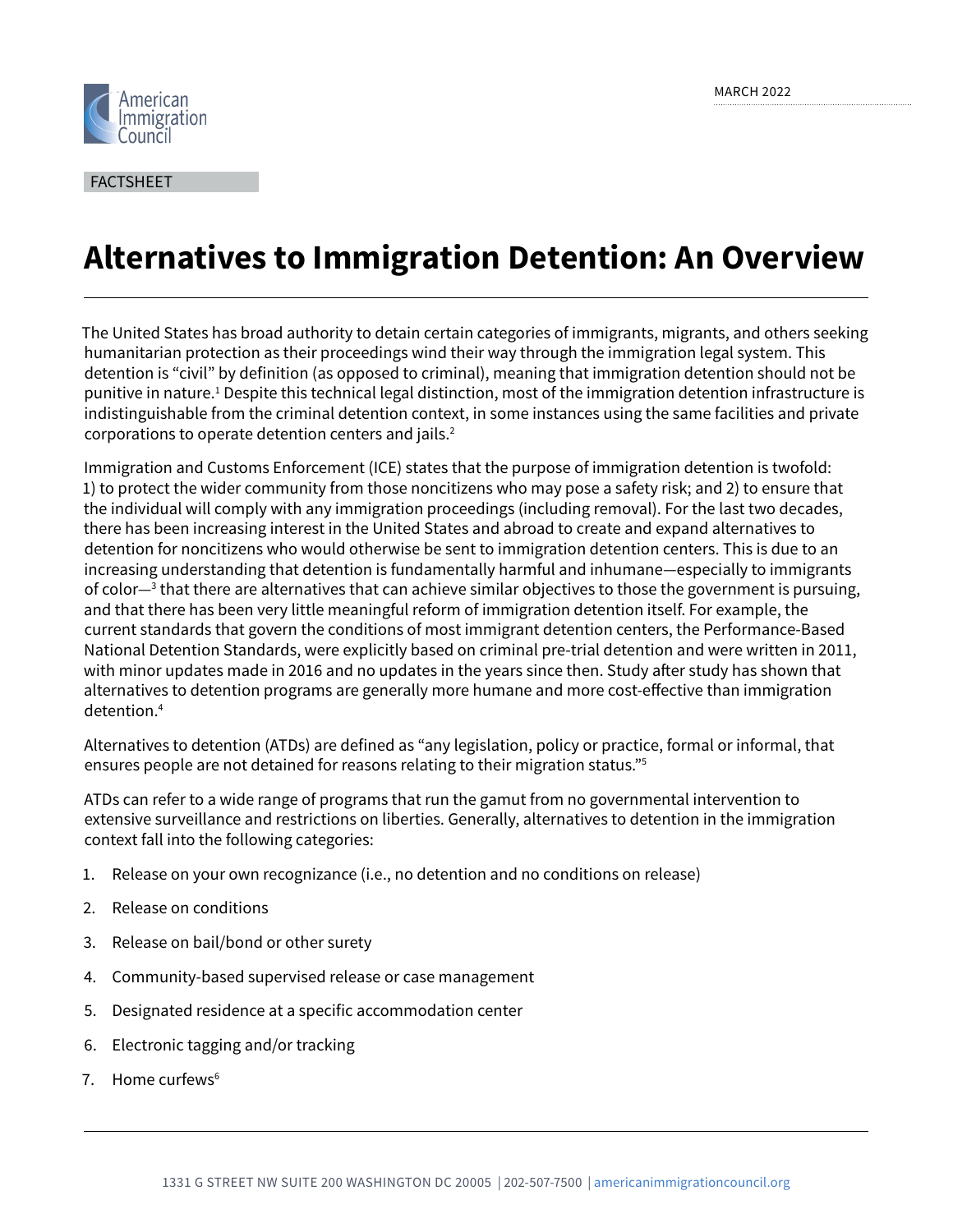American Immigration Council

MARCH 2022

FACTSHEET

# Alternatives to Immigration Detention: An Overview

The United States has broad authority to detain certain categories of immigrants, migrants, and others seeking humanitarian protection as their proceedings wind their way through the immigration legal system. This detention is "civil" by definition (as opposed to criminal), meaning that immigration detention should not be punitive in nature.[1] Despite this technical legal distinction, most of the immigration detention infrastructure is indistinguishable from the criminal detention context, in some instances using the same facilities and private corporations to operate detention centers and jails.[2]

Immigration and Customs Enforcement (ICE) states that the purpose of immigration detention is twofold: 1) to protect the wider community from those noncitizens who may pose a safety risk; and 2) to ensure that the individual will comply with any immigration proceedings (including removal). For the last two decades, there has been increasing interest in the United States and abroad to create and expand alternatives to detention for noncitizens who would otherwise be sent to immigration detention centers. This is due to an increasing understanding that detention is fundamentally harmful and inhumane—especially to immigrants of color—[3] that there are alternatives that can achieve similar objectives to those the government is pursuing, and that there has been very little meaningful reform of immigration detention itself. For example, the current standards that govern the conditions of most immigrant detention centers, the Performance-Based National Detention Standards, were explicitly based on criminal pre-trial detention and were written in 2011, with minor updates made in 2016 and no updates in the years since then. Study after study has shown that alternatives to detention programs are generally more humane and more cost-effective than immigration detention.[4]

Alternatives to detention (ATDs) are defined as "any legislation, policy or practice, formal or informal, that ensures people are not detained for reasons relating to their migration status."[5]

ATDs can refer to a wide range of programs that run the gamut from no governmental intervention to extensive surveillance and restrictions on liberties. Generally, alternatives to detention in the immigration context fall into the following categories:

1. Release on your own recognizance (i.e., no detention and no conditions on release)
2. Release on conditions
3. Release on bail/bond or other surety
4. Community-based supervised release or case management
5. Designated residence at a specific accommodation center
6. Electronic tagging and/or tracking
7. Home curfews[6]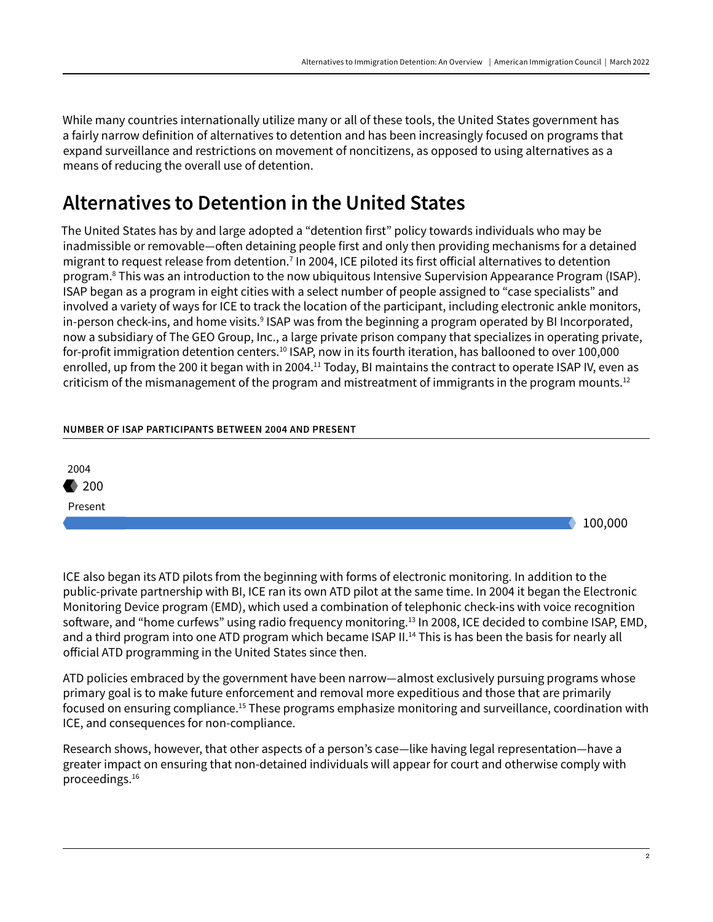While many countries internationally utilize many or all of these tools, the United States government has a fairly narrow definition of alternatives to detention and has been increasingly focused on programs that expand surveillance and restrictions on movement of noncitizens, as opposed to using alternatives as a means of reducing the overall use of detention.

## Alternatives to Detention in the United States

The United States has by and large adopted a "detention first" policy towards individuals who may be inadmissible or removable—often detaining people first and only then providing mechanisms for a detained migrant to request release from detention.[7] In 2004, ICE piloted its first official alternatives to detention program.[8] This was an introduction to the now ubiquitous Intensive Supervision Appearance Program (ISAP). ISAP began as a program in eight cities with a select number of people assigned to "case specialists" and involved a variety of ways for ICE to track the location of the participant, including electronic ankle monitors, in-person check-ins, and home visits.[9] ISAP was from the beginning a program operated by BI Incorporated, now a subsidiary of The GEO Group, Inc., a large private prison company that specializes in operating private, for-profit immigration detention centers.[10] ISAP, now in its fourth iteration, has ballooned to over 100,000 enrolled, up from the 200 it began with in 2004.[11] Today, BI maintains the contract to operate ISAP IV, even as criticism of the mismanagement of the program and mistreatment of immigrants in the program mounts.[12]

**NUMBER OF ISAP PARTICIPANTS BETWEEN 2004 AND PRESENT**

| Year | Participants |
|---|---|
| 2004 | 200 |
| Present | 100,000 |

ICE also began its ATD pilots from the beginning with forms of electronic monitoring. In addition to the public-private partnership with BI, ICE ran its own ATD pilot at the same time. In 2004 it began the Electronic Monitoring Device program (EMD), which used a combination of telephonic check-ins with voice recognition software, and "home curfews" using radio frequency monitoring.[13] In 2008, ICE decided to combine ISAP, EMD, and a third program into one ATD program which became ISAP II.[14] This is has been the basis for nearly all official ATD programming in the United States since then.

ATD policies embraced by the government have been narrow—almost exclusively pursuing programs whose primary goal is to make future enforcement and removal more expeditious and those that are primarily focused on ensuring compliance.[15] These programs emphasize monitoring and surveillance, coordination with ICE, and consequences for non-compliance.

Research shows, however, that other aspects of a person's case—like having legal representation—have a greater impact on ensuring that non-detained individuals will appear for court and otherwise comply with proceedings.[16]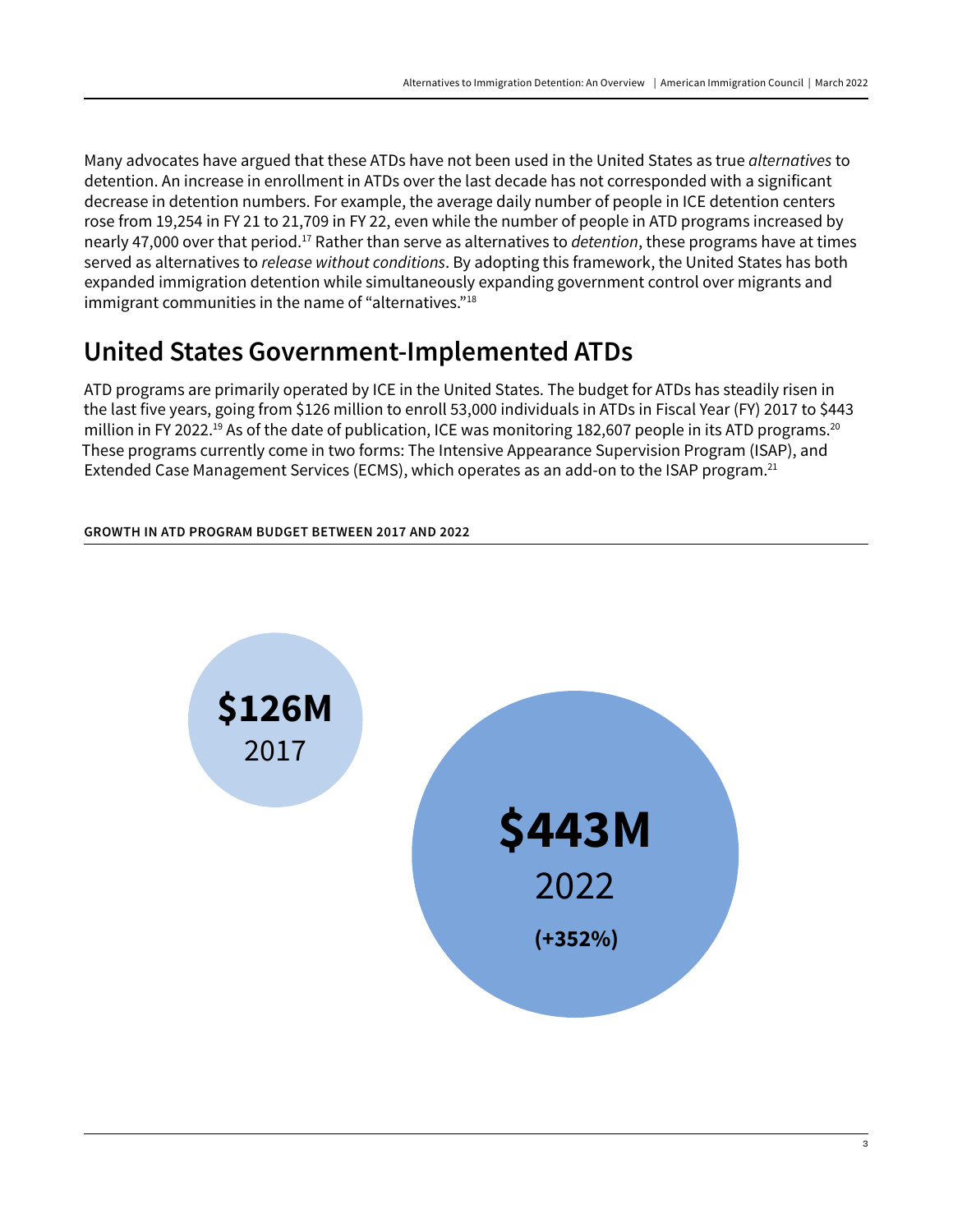Many advocates have argued that these ATDs have not been used in the United States as true *alternatives* to detention. An increase in enrollment in ATDs over the last decade has not corresponded with a significant decrease in detention numbers. For example, the average daily number of people in ICE detention centers rose from 19,254 in FY 21 to 21,709 in FY 22, even while the number of people in ATD programs increased by nearly 47,000 over that period.[17] Rather than serve as alternatives to *detention*, these programs have at times served as alternatives to *release without conditions*. By adopting this framework, the United States has both expanded immigration detention while simultaneously expanding government control over migrants and immigrant communities in the name of "alternatives."[18]

## United States Government-Implemented ATDs

ATD programs are primarily operated by ICE in the United States. The budget for ATDs has steadily risen in the last five years, going from $126 million to enroll 53,000 individuals in ATDs in Fiscal Year (FY) 2017 to $443 million in FY 2022.[19] As of the date of publication, ICE was monitoring 182,607 people in its ATD programs.[20] These programs currently come in two forms: The Intensive Appearance Supervision Program (ISAP), and Extended Case Management Services (ECMS), which operates as an add-on to the ISAP program.[21]

**GROWTH IN ATD PROGRAM BUDGET BETWEEN 2017 AND 2022**

**$126M**
2017

**$443M**
2022
**(+352%)**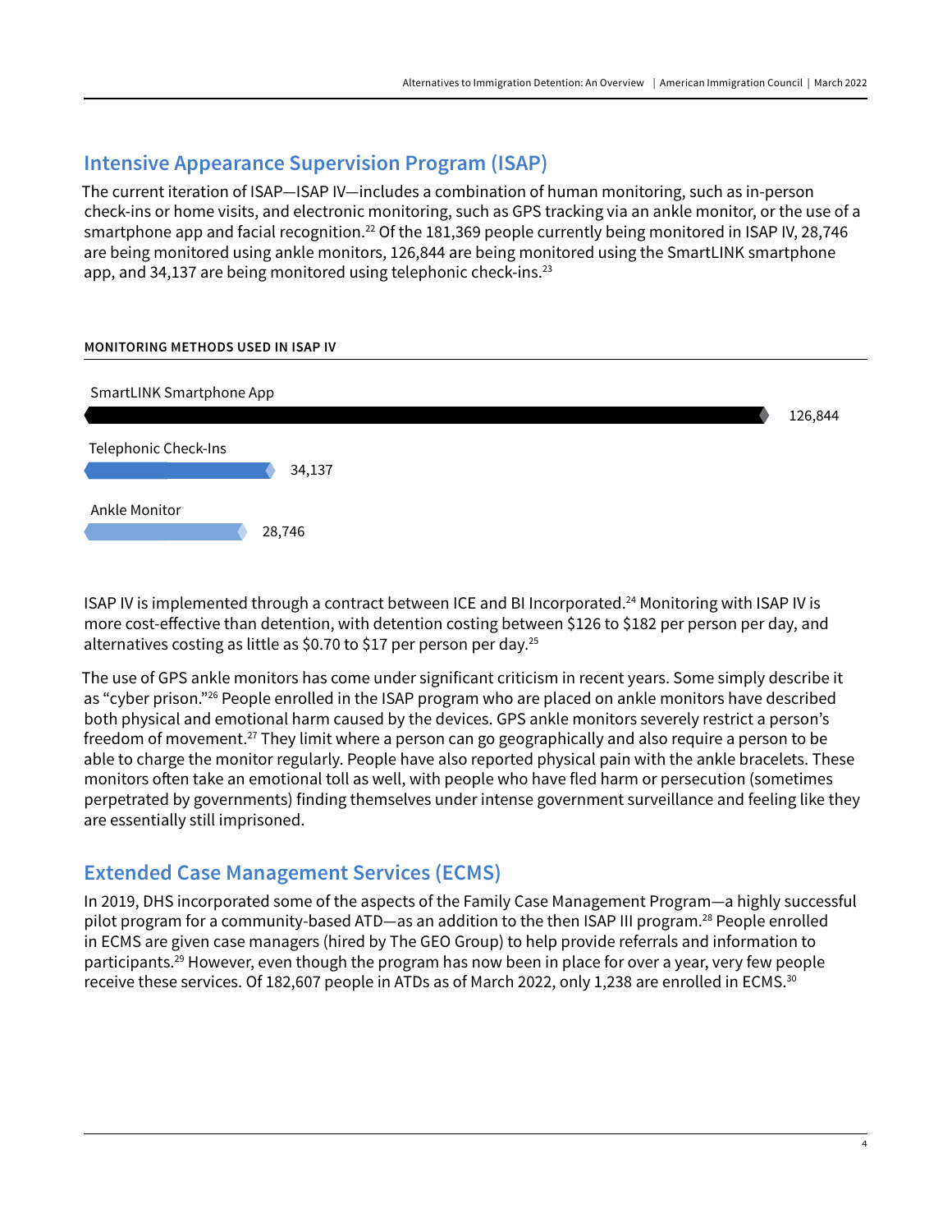## Intensive Appearance Supervision Program (ISAP)

The current iteration of ISAP—ISAP IV—includes a combination of human monitoring, such as in-person check-ins or home visits, and electronic monitoring, such as GPS tracking via an ankle monitor, or the use of a smartphone app and facial recognition.[22] Of the 181,369 people currently being monitored in ISAP IV, 28,746 are being monitored using ankle monitors, 126,844 are being monitored using the SmartLINK smartphone app, and 34,137 are being monitored using telephonic check-ins.[23]

**MONITORING METHODS USED IN ISAP IV**

| Monitoring Method | Number |
| --- | --- |
| SmartLINK Smartphone App | 126,844 |
| Telephonic Check-Ins | 34,137 |
| Ankle Monitor | 28,746 |

ISAP IV is implemented through a contract between ICE and BI Incorporated.[24] Monitoring with ISAP IV is more cost-effective than detention, with detention costing between $126 to $182 per person per day, and alternatives costing as little as $0.70 to $17 per person per day.[25]

The use of GPS ankle monitors has come under significant criticism in recent years. Some simply describe it as "cyber prison."[26] People enrolled in the ISAP program who are placed on ankle monitors have described both physical and emotional harm caused by the devices. GPS ankle monitors severely restrict a person's freedom of movement.[27] They limit where a person can go geographically and also require a person to be able to charge the monitor regularly. People have also reported physical pain with the ankle bracelets. These monitors often take an emotional toll as well, with people who have fled harm or persecution (sometimes perpetrated by governments) finding themselves under intense government surveillance and feeling like they are essentially still imprisoned.

## Extended Case Management Services (ECMS)

In 2019, DHS incorporated some of the aspects of the Family Case Management Program—a highly successful pilot program for a community-based ATD—as an addition to the then ISAP III program.[28] People enrolled in ECMS are given case managers (hired by The GEO Group) to help provide referrals and information to participants.[29] However, even though the program has now been in place for over a year, very few people receive these services. Of 182,607 people in ATDs as of March 2022, only 1,238 are enrolled in ECMS.[30]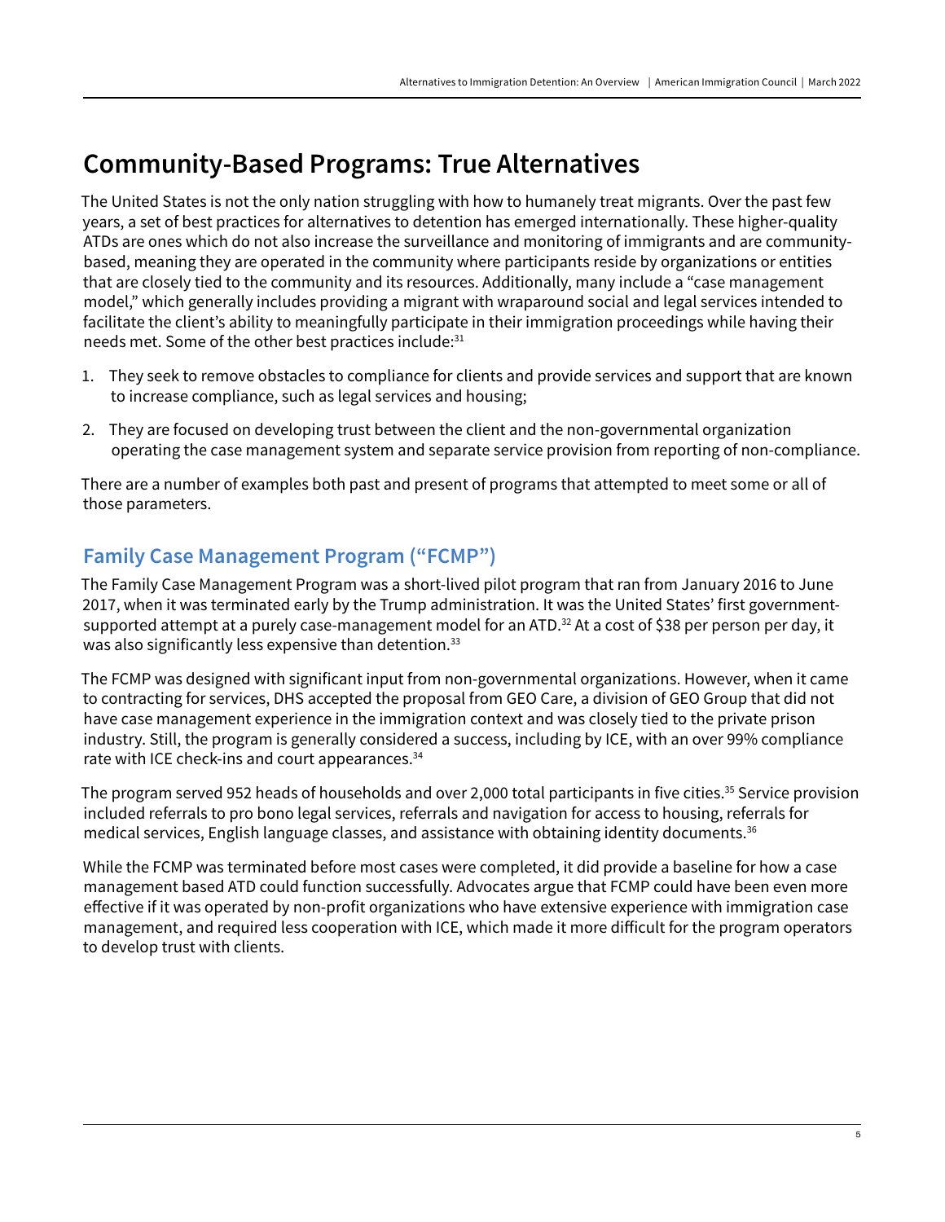## Community-Based Programs: True Alternatives

The United States is not the only nation struggling with how to humanely treat migrants. Over the past few years, a set of best practices for alternatives to detention has emerged internationally. These higher-quality ATDs are ones which do not also increase the surveillance and monitoring of immigrants and are community-based, meaning they are operated in the community where participants reside by organizations or entities that are closely tied to the community and its resources. Additionally, many include a "case management model," which generally includes providing a migrant with wraparound social and legal services intended to facilitate the client's ability to meaningfully participate in their immigration proceedings while having their needs met. Some of the other best practices include:[31]

1. They seek to remove obstacles to compliance for clients and provide services and support that are known to increase compliance, such as legal services and housing;
2. They are focused on developing trust between the client and the non-governmental organization operating the case management system and separate service provision from reporting of non-compliance.

There are a number of examples both past and present of programs that attempted to meet some or all of those parameters.

### Family Case Management Program ("FCMP")

The Family Case Management Program was a short-lived pilot program that ran from January 2016 to June 2017, when it was terminated early by the Trump administration. It was the United States' first government-supported attempt at a purely case-management model for an ATD.[32] At a cost of $38 per person per day, it was also significantly less expensive than detention.[33]

The FCMP was designed with significant input from non-governmental organizations. However, when it came to contracting for services, DHS accepted the proposal from GEO Care, a division of GEO Group that did not have case management experience in the immigration context and was closely tied to the private prison industry. Still, the program is generally considered a success, including by ICE, with an over 99% compliance rate with ICE check-ins and court appearances.[34]

The program served 952 heads of households and over 2,000 total participants in five cities.[35] Service provision included referrals to pro bono legal services, referrals and navigation for access to housing, referrals for medical services, English language classes, and assistance with obtaining identity documents.[36]

While the FCMP was terminated before most cases were completed, it did provide a baseline for how a case management based ATD could function successfully. Advocates argue that FCMP could have been even more effective if it was operated by non-profit organizations who have extensive experience with immigration case management, and required less cooperation with ICE, which made it more difficult for the program operators to develop trust with clients.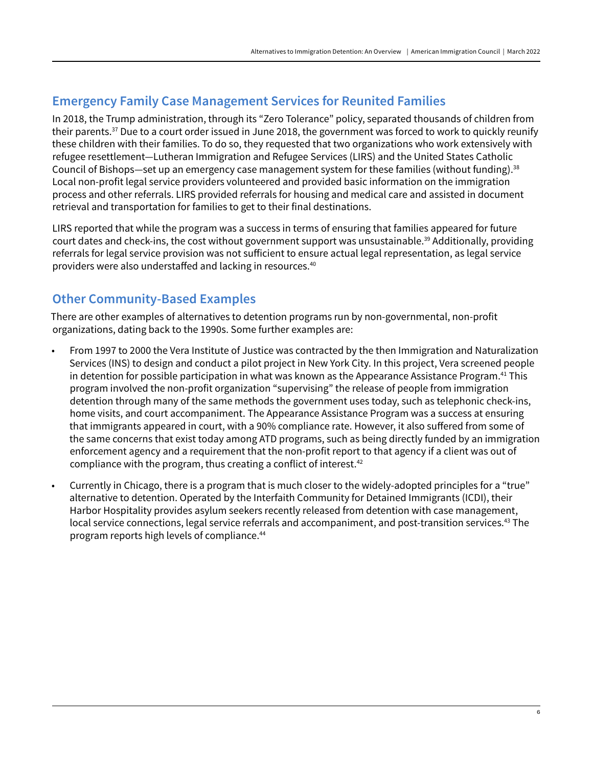## Emergency Family Case Management Services for Reunited Families

In 2018, the Trump administration, through its "Zero Tolerance" policy, separated thousands of children from their parents.[37] Due to a court order issued in June 2018, the government was forced to work to quickly reunify these children with their families. To do so, they requested that two organizations who work extensively with refugee resettlement—Lutheran Immigration and Refugee Services (LIRS) and the United States Catholic Council of Bishops—set up an emergency case management system for these families (without funding).[38] Local non-profit legal service providers volunteered and provided basic information on the immigration process and other referrals. LIRS provided referrals for housing and medical care and assisted in document retrieval and transportation for families to get to their final destinations.

LIRS reported that while the program was a success in terms of ensuring that families appeared for future court dates and check-ins, the cost without government support was unsustainable.[39] Additionally, providing referrals for legal service provision was not sufficient to ensure actual legal representation, as legal service providers were also understaffed and lacking in resources.[40]

## Other Community-Based Examples

There are other examples of alternatives to detention programs run by non-governmental, non-profit organizations, dating back to the 1990s. Some further examples are:

- From 1997 to 2000 the Vera Institute of Justice was contracted by the then Immigration and Naturalization Services (INS) to design and conduct a pilot project in New York City. In this project, Vera screened people in detention for possible participation in what was known as the Appearance Assistance Program.[41] This program involved the non-profit organization "supervising" the release of people from immigration detention through many of the same methods the government uses today, such as telephonic check-ins, home visits, and court accompaniment. The Appearance Assistance Program was a success at ensuring that immigrants appeared in court, with a 90% compliance rate. However, it also suffered from some of the same concerns that exist today among ATD programs, such as being directly funded by an immigration enforcement agency and a requirement that the non-profit report to that agency if a client was out of compliance with the program, thus creating a conflict of interest.[42]
- Currently in Chicago, there is a program that is much closer to the widely-adopted principles for a "true" alternative to detention. Operated by the Interfaith Community for Detained Immigrants (ICDI), their Harbor Hospitality provides asylum seekers recently released from detention with case management, local service connections, legal service referrals and accompaniment, and post-transition services.[43] The program reports high levels of compliance.[44]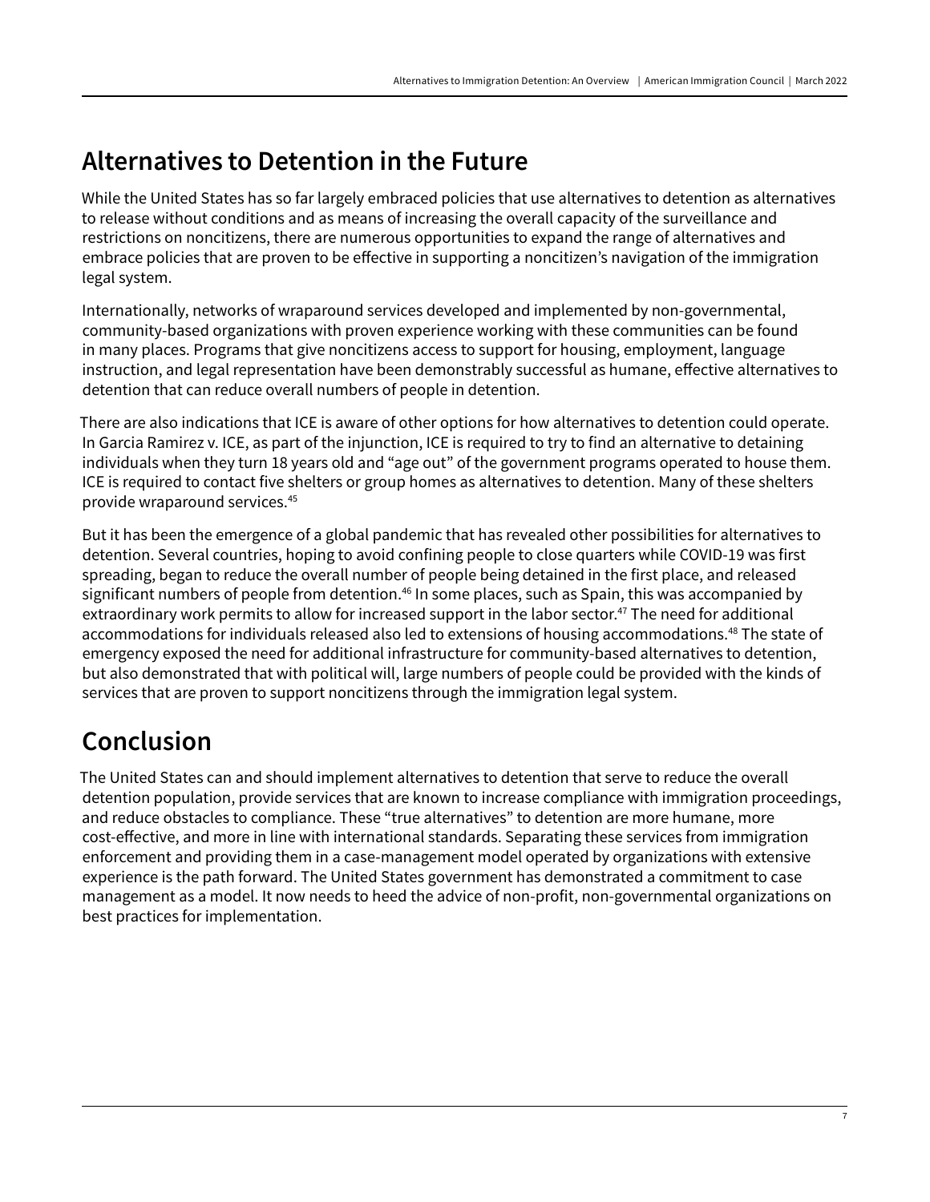## Alternatives to Detention in the Future

While the United States has so far largely embraced policies that use alternatives to detention as alternatives to release without conditions and as means of increasing the overall capacity of the surveillance and restrictions on noncitizens, there are numerous opportunities to expand the range of alternatives and embrace policies that are proven to be effective in supporting a noncitizen's navigation of the immigration legal system.

Internationally, networks of wraparound services developed and implemented by non-governmental, community-based organizations with proven experience working with these communities can be found in many places. Programs that give noncitizens access to support for housing, employment, language instruction, and legal representation have been demonstrably successful as humane, effective alternatives to detention that can reduce overall numbers of people in detention.

There are also indications that ICE is aware of other options for how alternatives to detention could operate. In Garcia Ramirez v. ICE, as part of the injunction, ICE is required to try to find an alternative to detaining individuals when they turn 18 years old and "age out" of the government programs operated to house them. ICE is required to contact five shelters or group homes as alternatives to detention. Many of these shelters provide wraparound services.[45]

But it has been the emergence of a global pandemic that has revealed other possibilities for alternatives to detention. Several countries, hoping to avoid confining people to close quarters while COVID-19 was first spreading, began to reduce the overall number of people being detained in the first place, and released significant numbers of people from detention.[46] In some places, such as Spain, this was accompanied by extraordinary work permits to allow for increased support in the labor sector.[47] The need for additional accommodations for individuals released also led to extensions of housing accommodations.[48] The state of emergency exposed the need for additional infrastructure for community-based alternatives to detention, but also demonstrated that with political will, large numbers of people could be provided with the kinds of services that are proven to support noncitizens through the immigration legal system.

## Conclusion

The United States can and should implement alternatives to detention that serve to reduce the overall detention population, provide services that are known to increase compliance with immigration proceedings, and reduce obstacles to compliance. These "true alternatives" to detention are more humane, more cost-effective, and more in line with international standards. Separating these services from immigration enforcement and providing them in a case-management model operated by organizations with extensive experience is the path forward. The United States government has demonstrated a commitment to case management as a model. It now needs to heed the advice of non-profit, non-governmental organizations on best practices for implementation.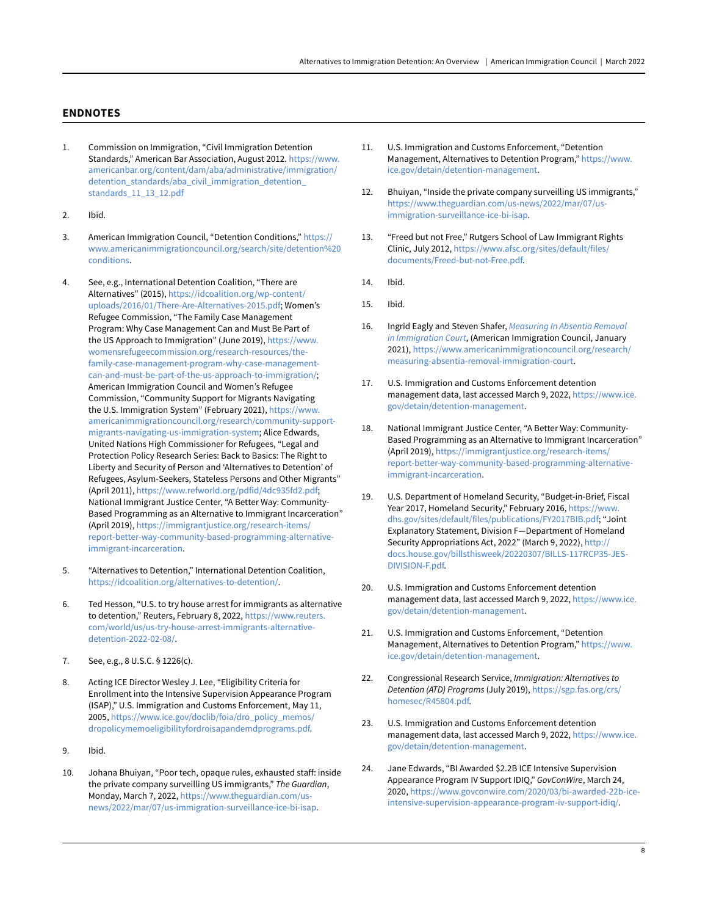## ENDNOTES

1. Commission on Immigration, "Civil Immigration Detention Standards," American Bar Association, August 2012. https://www.americanbar.org/content/dam/aba/administrative/immigration/detention_standards/aba_civil_immigration_detention_standards_11_13_12.pdf

2. Ibid.

3. American Immigration Council, "Detention Conditions," https://www.americanimmigrationcouncil.org/search/site/detention%20conditions.

4. See, e.g., International Detention Coalition, "There are Alternatives" (2015), https://idcoalition.org/wp-content/uploads/2016/01/There-Are-Alternatives-2015.pdf; Women's Refugee Commission, "The Family Case Management Program: Why Case Management Can and Must Be Part of the US Approach to Immigration" (June 2019), https://www.womensrefugeecommission.org/research-resources/the-family-case-management-program-why-case-management-can-and-must-be-part-of-the-us-approach-to-immigration/; American Immigration Council and Women's Refugee Commission, "Community Support for Migrants Navigating the U.S. Immigration System" (February 2021), https://www.americanimmigrationcouncil.org/research/community-support-migrants-navigating-us-immigration-system; Alice Edwards, United Nations High Commissioner for Refugees, "Legal and Protection Policy Research Series: Back to Basics: The Right to Liberty and Security of Person and 'Alternatives to Detention' of Refugees, Asylum-Seekers, Stateless Persons and Other Migrants" (April 2011), https://www.refworld.org/pdfid/4dc935fd2.pdf; National Immigrant Justice Center, "A Better Way: Community-Based Programming as an Alternative to Immigrant Incarceration" (April 2019), https://immigrantjustice.org/research-items/report-better-way-community-based-programming-alternative-immigrant-incarceration.

5. "Alternatives to Detention," International Detention Coalition, https://idcoalition.org/alternatives-to-detention/.

6. Ted Hesson, "U.S. to try house arrest for immigrants as alternative to detention," Reuters, February 8, 2022, https://www.reuters.com/world/us/us-try-house-arrest-immigrants-alternative-detention-2022-02-08/.

7. See, e.g., 8 U.S.C. § 1226(c).

8. Acting ICE Director Wesley J. Lee, "Eligibility Criteria for Enrollment into the Intensive Supervision Appearance Program (ISAP)," U.S. Immigration and Customs Enforcement, May 11, 2005, https://www.ice.gov/doclib/foia/dro_policy_memos/dropolicymemoeligibilityfordroisapandemdprograms.pdf.

9. Ibid.

10. Johana Bhuiyan, "Poor tech, opaque rules, exhausted staff: inside the private company surveilling US immigrants," *The Guardian*, Monday, March 7, 2022, https://www.theguardian.com/us-news/2022/mar/07/us-immigration-surveillance-ice-bi-isap.

11. U.S. Immigration and Customs Enforcement, "Detention Management, Alternatives to Detention Program," https://www.ice.gov/detain/detention-management.

12. Bhuiyan, "Inside the private company surveilling US immigrants," https://www.theguardian.com/us-news/2022/mar/07/us-immigration-surveillance-ice-bi-isap.

13. "Freed but not Free," Rutgers School of Law Immigrant Rights Clinic, July 2012, https://www.afsc.org/sites/default/files/documents/Freed-but-not-Free.pdf.

14. Ibid.

15. Ibid.

16. Ingrid Eagly and Steven Shafer, *Measuring In Absentia Removal in Immigration Court*, (American Immigration Council, January 2021), https://www.americanimmigrationcouncil.org/research/measuring-absentia-removal-immigration-court.

17. U.S. Immigration and Customs Enforcement detention management data, last accessed March 9, 2022, https://www.ice.gov/detain/detention-management.

18. National Immigrant Justice Center, "A Better Way: Community-Based Programming as an Alternative to Immigrant Incarceration" (April 2019), https://immigrantjustice.org/research-items/report-better-way-community-based-programming-alternative-immigrant-incarceration.

19. U.S. Department of Homeland Security, "Budget-in-Brief, Fiscal Year 2017, Homeland Security," February 2016, https://www.dhs.gov/sites/default/files/publications/FY2017BIB.pdf; "Joint Explanatory Statement, Division F—Department of Homeland Security Appropriations Act, 2022" (March 9, 2022), http://docs.house.gov/billsthisweek/20220307/BILLS-117RCP35-JES-DIVISION-F.pdf.

20. U.S. Immigration and Customs Enforcement detention management data, last accessed March 9, 2022, https://www.ice.gov/detain/detention-management.

21. U.S. Immigration and Customs Enforcement, "Detention Management, Alternatives to Detention Program," https://www.ice.gov/detain/detention-management.

22. Congressional Research Service, *Immigration: Alternatives to Detention (ATD) Programs* (July 2019), https://sgp.fas.org/crs/homesec/R45804.pdf.

23. U.S. Immigration and Customs Enforcement detention management data, last accessed March 9, 2022, https://www.ice.gov/detain/detention-management.

24. Jane Edwards, "BI Awarded $2.2B ICE Intensive Supervision Appearance Program IV Support IDIQ," *GovConWire*, March 24, 2020, https://www.govconwire.com/2020/03/bi-awarded-22b-ice-intensive-supervision-appearance-program-iv-support-idiq/.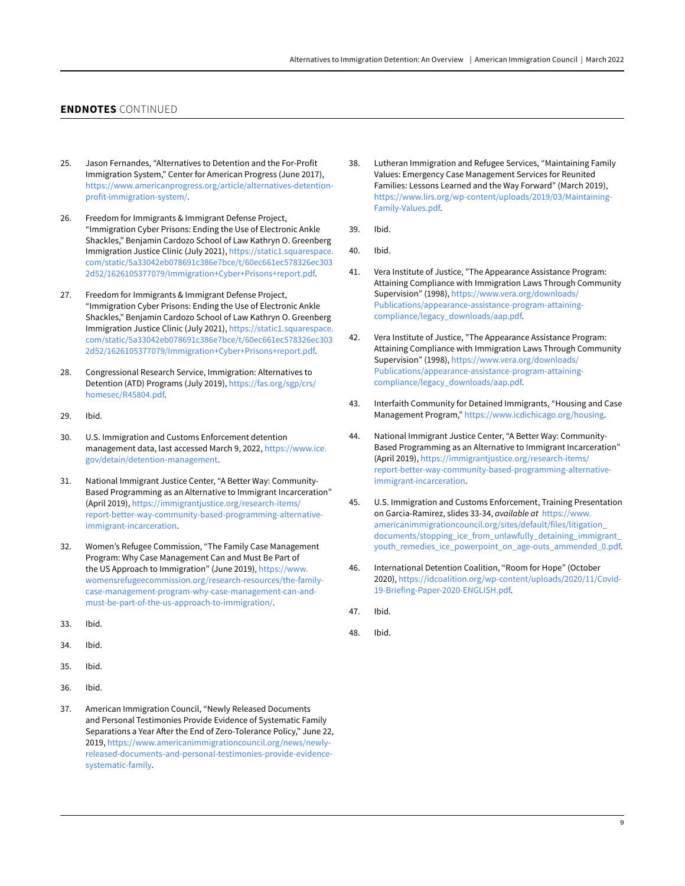## **ENDNOTES** CONTINUED

25. Jason Fernandes, "Alternatives to Detention and the For-Profit Immigration System," Center for American Progress (June 2017), https://www.americanprogress.org/article/alternatives-detention-profit-immigration-system/.

26. Freedom for Immigrants & Immigrant Defense Project, "Immigration Cyber Prisons: Ending the Use of Electronic Ankle Shackles," Benjamin Cardozo School of Law Kathryn O. Greenberg Immigration Justice Clinic (July 2021), https://static1.squarespace.com/static/5a33042eb078691c386e7bce/t/60ec661ec578326ec3032d52/1626105377079/Immigration+Cyber+Prisons+report.pdf.

27. Freedom for Immigrants & Immigrant Defense Project, "Immigration Cyber Prisons: Ending the Use of Electronic Ankle Shackles," Benjamin Cardozo School of Law Kathryn O. Greenberg Immigration Justice Clinic (July 2021), https://static1.squarespace.com/static/5a33042eb078691c386e7bce/t/60ec661ec578326ec3032d52/1626105377079/Immigration+Cyber+Prisons+report.pdf.

28. Congressional Research Service, Immigration: Alternatives to Detention (ATD) Programs (July 2019), https://fas.org/sgp/crs/homesec/R45804.pdf.

29. Ibid.

30. U.S. Immigration and Customs Enforcement detention management data, last accessed March 9, 2022, https://www.ice.gov/detain/detention-management.

31. National Immigrant Justice Center, "A Better Way: Community-Based Programming as an Alternative to Immigrant Incarceration" (April 2019), https://immigrantjustice.org/research-items/report-better-way-community-based-programming-alternative-immigrant-incarceration.

32. Women's Refugee Commission, "The Family Case Management Program: Why Case Management Can and Must Be Part of the US Approach to Immigration" (June 2019), https://www.womensrefugeecommission.org/research-resources/the-family-case-management-program-why-case-management-can-and-must-be-part-of-the-us-approach-to-immigration/.

33. Ibid.

34. Ibid.

35. Ibid.

36. Ibid.

37. American Immigration Council, "Newly Released Documents and Personal Testimonies Provide Evidence of Systematic Family Separations a Year After the End of Zero-Tolerance Policy," June 22, 2019, https://www.americanimmigrationcouncil.org/news/newly-released-documents-and-personal-testimonies-provide-evidence-systematic-family.

38. Lutheran Immigration and Refugee Services, "Maintaining Family Values: Emergency Case Management Services for Reunited Families: Lessons Learned and the Way Forward" (March 2019), https://www.lirs.org/wp-content/uploads/2019/03/Maintaining-Family-Values.pdf.

39. Ibid.

40. Ibid.

41. Vera Institute of Justice, "The Appearance Assistance Program: Attaining Compliance with Immigration Laws Through Community Supervision" (1998), https://www.vera.org/downloads/Publications/appearance-assistance-program-attaining-compliance/legacy_downloads/aap.pdf.

42. Vera Institute of Justice, "The Appearance Assistance Program: Attaining Compliance with Immigration Laws Through Community Supervision" (1998), https://www.vera.org/downloads/Publications/appearance-assistance-program-attaining-compliance/legacy_downloads/aap.pdf.

43. Interfaith Community for Detained Immigrants, "Housing and Case Management Program," https://www.icdichicago.org/housing.

44. National Immigrant Justice Center, "A Better Way: Community-Based Programming as an Alternative to Immigrant Incarceration" (April 2019), https://immigrantjustice.org/research-items/report-better-way-community-based-programming-alternative-immigrant-incarceration.

45. U.S. Immigration and Customs Enforcement, Training Presentation on Garcia-Ramirez, slides 33-34, *available at* https://www.americanimmigrationcouncil.org/sites/default/files/litigation_documents/stopping_ice_from_unlawfully_detaining_immigrant_youth_remedies_ice_powerpoint_on_age-outs_ammended_0.pdf.

46. International Detention Coalition, "Room for Hope" (October 2020), https://idcoalition.org/wp-content/uploads/2020/11/Covid-19-Briefing-Paper-2020-ENGLISH.pdf.

47. Ibid.

48. Ibid.